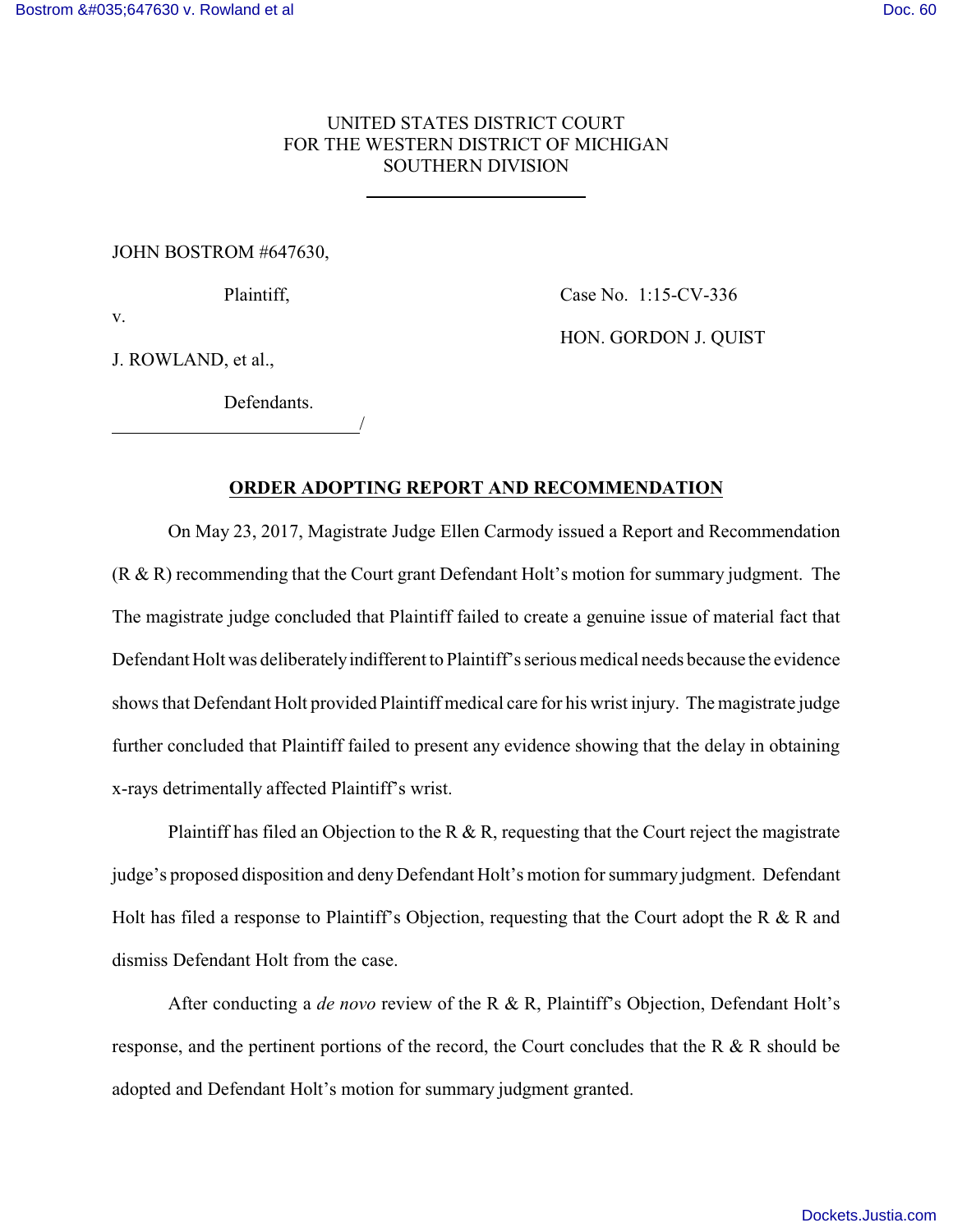UNITED STATES DISTRICT COURT
FOR THE WESTERN DISTRICT OF MICHIGAN
SOUTHERN DIVISION

JOHN BOSTROM #647630,

Plaintiff,

v.

J. ROWLAND, et al.,

Defendants.
/

Case No. 1:15-CV-336

HON. GORDON J. QUIST

**ORDER ADOPTING REPORT AND RECOMMENDATION**

On May 23, 2017, Magistrate Judge Ellen Carmody issued a Report and Recommendation (R & R) recommending that the Court grant Defendant Holt's motion for summary judgment. The The magistrate judge concluded that Plaintiff failed to create a genuine issue of material fact that Defendant Holt was deliberately indifferent to Plaintiff's serious medical needs because the evidence shows that Defendant Holt provided Plaintiff medical care for his wrist injury. The magistrate judge further concluded that Plaintiff failed to present any evidence showing that the delay in obtaining x-rays detrimentally affected Plaintiff's wrist.

Plaintiff has filed an Objection to the R & R, requesting that the Court reject the magistrate judge's proposed disposition and deny Defendant Holt's motion for summary judgment. Defendant Holt has filed a response to Plaintiff's Objection, requesting that the Court adopt the R & R and dismiss Defendant Holt from the case.

After conducting a *de novo* review of the R & R, Plaintiff's Objection, Defendant Holt's response, and the pertinent portions of the record, the Court concludes that the R & R should be adopted and Defendant Holt's motion for summary judgment granted.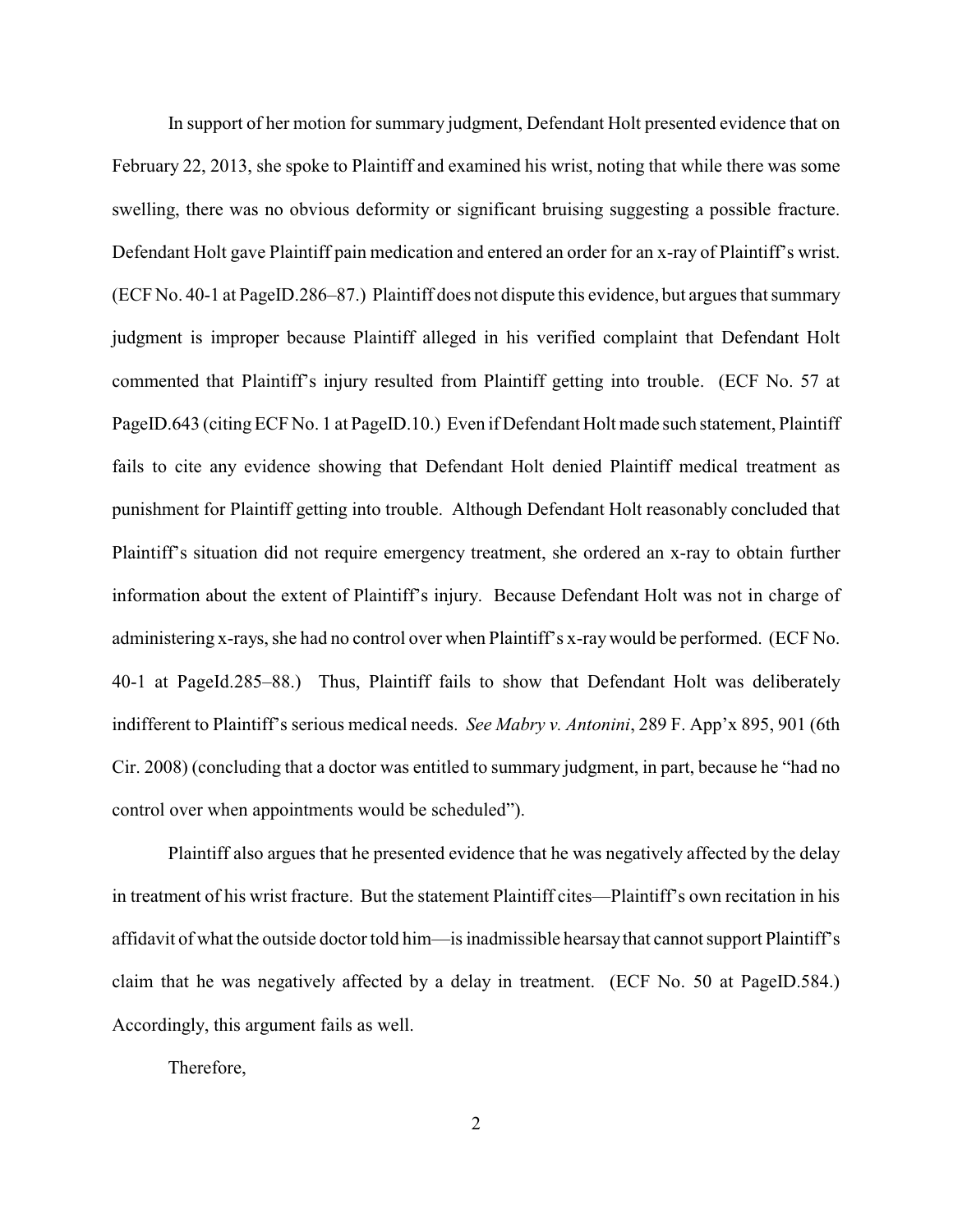In support of her motion for summary judgment, Defendant Holt presented evidence that on February 22, 2013, she spoke to Plaintiff and examined his wrist, noting that while there was some swelling, there was no obvious deformity or significant bruising suggesting a possible fracture. Defendant Holt gave Plaintiff pain medication and entered an order for an x-ray of Plaintiff's wrist. (ECF No. 40-1 at PageID.286–87.) Plaintiff does not dispute this evidence, but argues that summary judgment is improper because Plaintiff alleged in his verified complaint that Defendant Holt commented that Plaintiff's injury resulted from Plaintiff getting into trouble. (ECF No. 57 at PageID.643 (citing ECF No. 1 at PageID.10.) Even if Defendant Holt made such statement, Plaintiff fails to cite any evidence showing that Defendant Holt denied Plaintiff medical treatment as punishment for Plaintiff getting into trouble. Although Defendant Holt reasonably concluded that Plaintiff's situation did not require emergency treatment, she ordered an x-ray to obtain further information about the extent of Plaintiff's injury. Because Defendant Holt was not in charge of administering x-rays, she had no control over when Plaintiff's x-ray would be performed. (ECF No. 40-1 at PageId.285–88.) Thus, Plaintiff fails to show that Defendant Holt was deliberately indifferent to Plaintiff's serious medical needs. *See Mabry v. Antonini*, 289 F. App'x 895, 901 (6th Cir. 2008) (concluding that a doctor was entitled to summary judgment, in part, because he "had no control over when appointments would be scheduled").

Plaintiff also argues that he presented evidence that he was negatively affected by the delay in treatment of his wrist fracture. But the statement Plaintiff cites—Plaintiff's own recitation in his affidavit of what the outside doctor told him—is inadmissible hearsay that cannot support Plaintiff's claim that he was negatively affected by a delay in treatment. (ECF No. 50 at PageID.584.) Accordingly, this argument fails as well.

Therefore,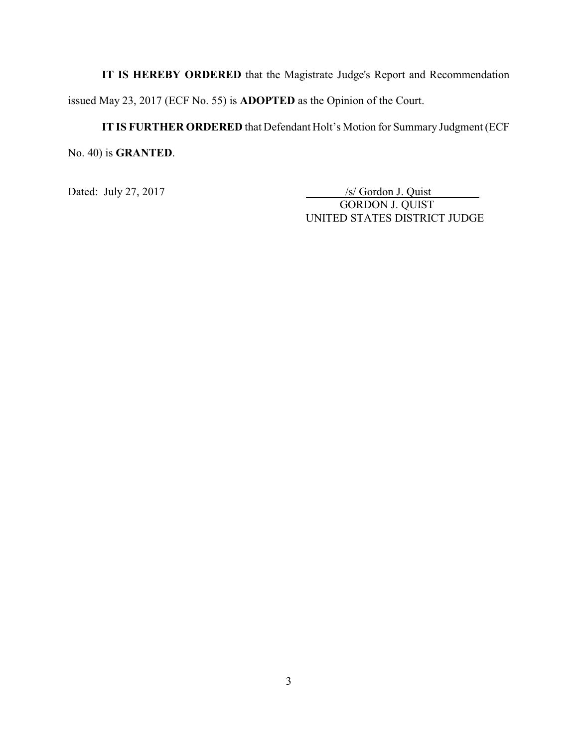**IT IS HEREBY ORDERED** that the Magistrate Judge's Report and Recommendation issued May 23, 2017 (ECF No. 55) is **ADOPTED** as the Opinion of the Court.

**IT IS FURTHER ORDERED** that Defendant Holt's Motion for Summary Judgment (ECF No. 40) is **GRANTED**.

Dated: July 27, 2017

/s/ Gordon J. Quist
GORDON J. QUIST
UNITED STATES DISTRICT JUDGE